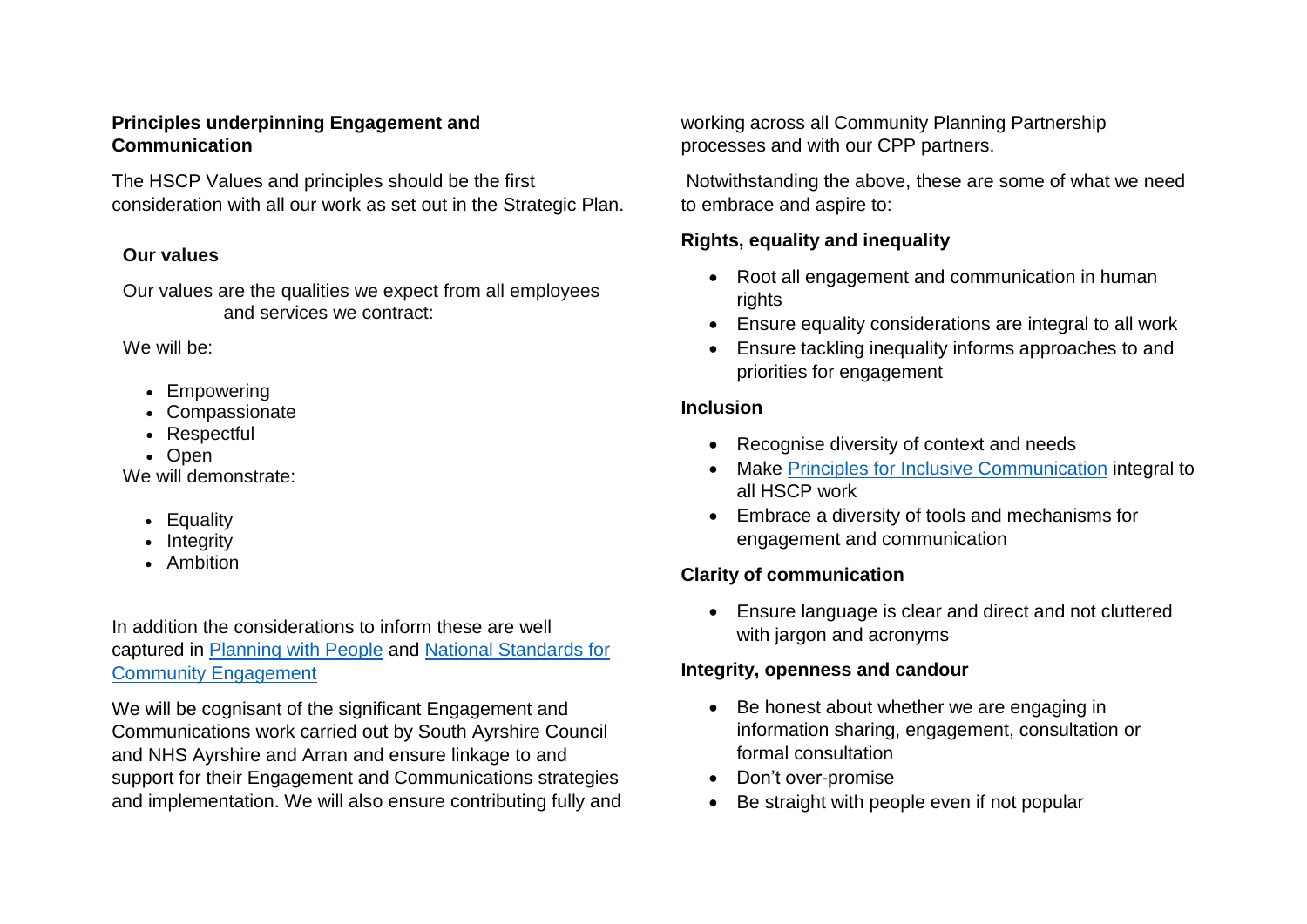## Principles underpinning Engagement and Communication

The HSCP Values and principles should be the first consideration with all our work as set out in the Strategic Plan.

### Our values

Our values are the qualities we expect from all employees and services we contract:

We will be:

- Empowering
- Compassionate
- Respectful
- Open

We will demonstrate:

- Equality
- Integrity
- Ambition

In addition the considerations to inform these are well captured in [Planning with People] and [National Standards for Community Engagement]

We will be cognisant of the significant Engagement and Communications work carried out by South Ayrshire Council and NHS Ayrshire and Arran and ensure linkage to and support for their Engagement and Communications strategies and implementation. We will also ensure contributing fully and working across all Community Planning Partnership processes and with our CPP partners.

Notwithstanding the above, these are some of what we need to embrace and aspire to:

### Rights, equality and inequality

- Root all engagement and communication in human rights
- Ensure equality considerations are integral to all work
- Ensure tackling inequality informs approaches to and priorities for engagement

### Inclusion

- Recognise diversity of context and needs
- Make [Principles for Inclusive Communication] integral to all HSCP work
- Embrace a diversity of tools and mechanisms for engagement and communication

### Clarity of communication

- Ensure language is clear and direct and not cluttered with jargon and acronyms

### Integrity, openness and candour

- Be honest about whether we are engaging in information sharing, engagement, consultation or formal consultation
- Don't over-promise
- Be straight with people even if not popular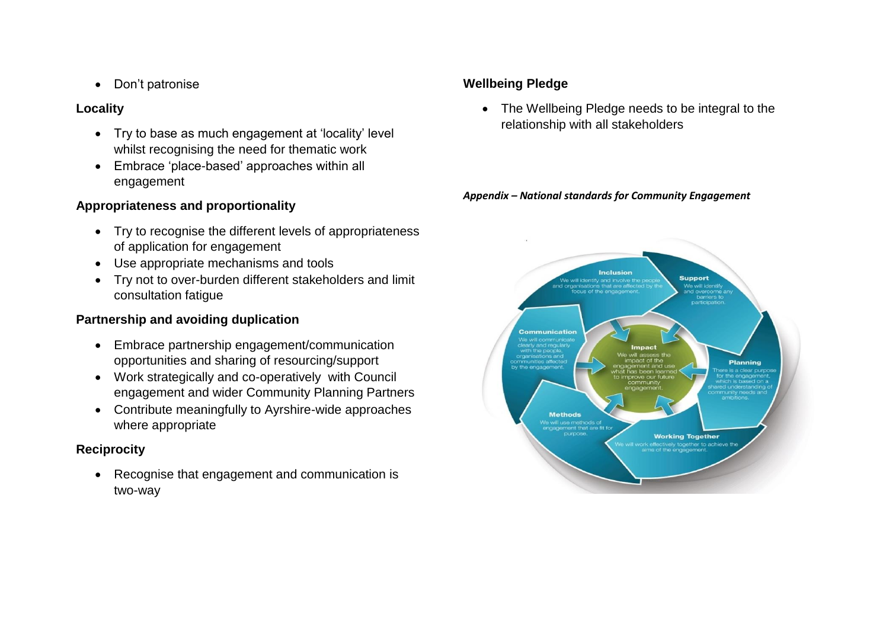- Don't patronise

**Locality**

- Try to base as much engagement at 'locality' level whilst recognising the need for thematic work
- Embrace 'place-based' approaches within all engagement

**Appropriateness and proportionality**

- Try to recognise the different levels of appropriateness of application for engagement
- Use appropriate mechanisms and tools
- Try not to over-burden different stakeholders and limit consultation fatigue

**Partnership and avoiding duplication**

- Embrace partnership engagement/communication opportunities and sharing of resourcing/support
- Work strategically and co-operatively with Council engagement and wider Community Planning Partners
- Contribute meaningfully to Ayrshire-wide approaches where appropriate

**Reciprocity**

- Recognise that engagement and communication is two-way

**Wellbeing Pledge**

- The Wellbeing Pledge needs to be integral to the relationship with all stakeholders

***Appendix – National standards for Community Engagement***

Inclusion
We will identify and involve the people and organisations that are affected by the focus of the engagement.

Support
We will identify and overcome any barriers to participation.

Planning
There is a clear purpose for the engagement, which is based on a shared understanding of community needs and ambitions.

Working Together
We will work effectively together to achieve the aims of the engagement.

Methods
We will use methods of engagement that are fit for purpose.

Communication
We will communicate clearly and regularly with the people, organisations and communities affected by the engagement.

Impact
We will assess the impact of the engagement and use what has been learned to improve our future community engagement.